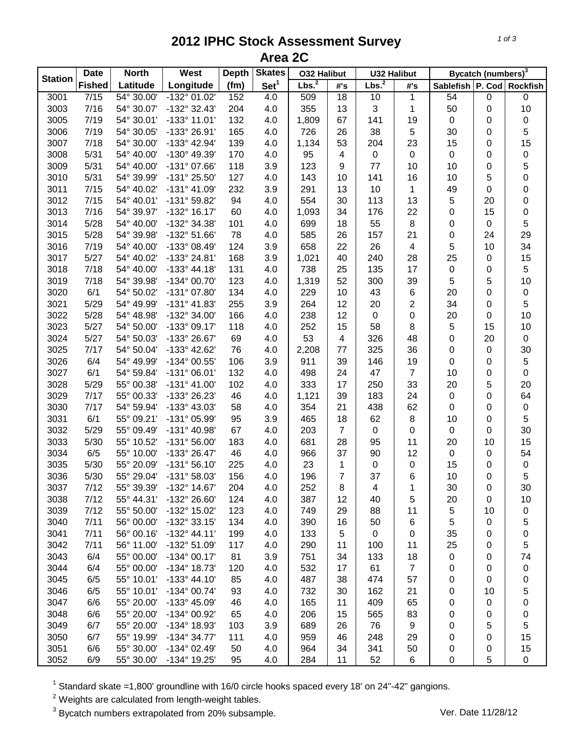# 2012 IPHC Stock Assessment Survey
## Area 2C

| Station | Date | North | West | Depth | Skates | O32 Halibut | | U32 Halibut | | Bycatch (numbers)[3] | | |
|---|---|---|---|---|---|---|---|---|---|---|---|---|
| | Fished | Latitude | Longitude | (fm) | Set[1] | Lbs.[2] | #'s | Lbs.[2] | #'s | Sablefish | P. Cod | Rockfish |
| 3001 | 7/15 | 54° 30.00' | -132° 01.02' | 152 | 4.0 | 509 | 18 | 10 | 1 | 54 | 0 | 0 |
| 3003 | 7/16 | 54° 30.07' | -132° 32.43' | 204 | 4.0 | 355 | 13 | 3 | 1 | 50 | 0 | 10 |
| 3005 | 7/19 | 54° 30.01' | -133° 11.01' | 132 | 4.0 | 1,809 | 67 | 141 | 19 | 0 | 0 | 0 |
| 3006 | 7/19 | 54° 30.05' | -133° 26.91' | 165 | 4.0 | 726 | 26 | 38 | 5 | 30 | 0 | 5 |
| 3007 | 7/18 | 54° 30.00' | -133° 42.94' | 139 | 4.0 | 1,134 | 53 | 204 | 23 | 15 | 0 | 15 |
| 3008 | 5/31 | 54° 40.00' | -130° 49.39' | 170 | 4.0 | 95 | 4 | 0 | 0 | 0 | 0 | 0 |
| 3009 | 5/31 | 54° 40.00' | -131° 07.66' | 118 | 3.9 | 123 | 9 | 77 | 10 | 10 | 0 | 5 |
| 3010 | 5/31 | 54° 39.99' | -131° 25.50' | 127 | 4.0 | 143 | 10 | 141 | 16 | 10 | 5 | 0 |
| 3011 | 7/15 | 54° 40.02' | -131° 41.09' | 232 | 3.9 | 291 | 13 | 10 | 1 | 49 | 0 | 0 |
| 3012 | 7/15 | 54° 40.01' | -131° 59.82' | 94 | 4.0 | 554 | 30 | 113 | 13 | 5 | 20 | 0 |
| 3013 | 7/16 | 54° 39.97' | -132° 16.17' | 60 | 4.0 | 1,093 | 34 | 176 | 22 | 0 | 15 | 0 |
| 3014 | 5/28 | 54° 40.00' | -132° 34.38' | 101 | 4.0 | 699 | 18 | 55 | 8 | 0 | 0 | 5 |
| 3015 | 5/28 | 54° 39.98' | -132° 51.66' | 78 | 4.0 | 585 | 26 | 157 | 21 | 0 | 24 | 29 |
| 3016 | 7/19 | 54° 40.00' | -133° 08.49' | 124 | 3.9 | 658 | 22 | 26 | 4 | 5 | 10 | 34 |
| 3017 | 5/27 | 54° 40.02' | -133° 24.81' | 168 | 3.9 | 1,021 | 40 | 240 | 28 | 25 | 0 | 15 |
| 3018 | 7/18 | 54° 40.00' | -133° 44.18' | 131 | 4.0 | 738 | 25 | 135 | 17 | 0 | 0 | 5 |
| 3019 | 7/18 | 54° 39.98' | -134° 00.70' | 123 | 4.0 | 1,319 | 52 | 300 | 39 | 5 | 5 | 10 |
| 3020 | 6/1 | 54° 50.02' | -131° 07.80' | 134 | 4.0 | 229 | 10 | 43 | 6 | 20 | 0 | 0 |
| 3021 | 5/29 | 54° 49.99' | -131° 41.83' | 255 | 3.9 | 264 | 12 | 20 | 2 | 34 | 0 | 5 |
| 3022 | 5/28 | 54° 48.98' | -132° 34.00' | 166 | 4.0 | 238 | 12 | 0 | 0 | 20 | 0 | 10 |
| 3023 | 5/27 | 54° 50.00' | -133° 09.17' | 118 | 4.0 | 252 | 15 | 58 | 8 | 5 | 15 | 10 |
| 3024 | 5/27 | 54° 50.03' | -133° 26.67' | 69 | 4.0 | 53 | 4 | 326 | 48 | 0 | 20 | 0 |
| 3025 | 7/17 | 54° 50.04' | -133° 42.62' | 76 | 4.0 | 2,208 | 77 | 325 | 36 | 0 | 0 | 30 |
| 3026 | 6/4 | 54° 49.99' | -134° 00.55' | 106 | 3.9 | 911 | 39 | 146 | 19 | 0 | 0 | 5 |
| 3027 | 6/1 | 54° 59.84' | -131° 06.01' | 132 | 4.0 | 498 | 24 | 47 | 7 | 10 | 0 | 0 |
| 3028 | 5/29 | 55° 00.38' | -131° 41.00' | 102 | 4.0 | 333 | 17 | 250 | 33 | 20 | 5 | 20 |
| 3029 | 7/17 | 55° 00.33' | -133° 26.23' | 46 | 4.0 | 1,121 | 39 | 183 | 24 | 0 | 0 | 64 |
| 3030 | 7/17 | 54° 59.94' | -133° 43.03' | 58 | 4.0 | 354 | 21 | 438 | 62 | 0 | 0 | 0 |
| 3031 | 6/1 | 55° 09.21' | -131° 05.99' | 95 | 3.9 | 465 | 18 | 62 | 8 | 10 | 0 | 5 |
| 3032 | 5/29 | 55° 09.49' | -131° 40.98' | 67 | 4.0 | 203 | 7 | 0 | 0 | 0 | 0 | 30 |
| 3033 | 5/30 | 55° 10.52' | -131° 56.00' | 183 | 4.0 | 681 | 28 | 95 | 11 | 20 | 10 | 15 |
| 3034 | 6/5 | 55° 10.00' | -133° 26.47' | 46 | 4.0 | 966 | 37 | 90 | 12 | 0 | 0 | 54 |
| 3035 | 5/30 | 55° 20.09' | -131° 56.10' | 225 | 4.0 | 23 | 1 | 0 | 0 | 15 | 0 | 0 |
| 3036 | 5/30 | 55° 29.04' | -131° 58.03' | 156 | 4.0 | 196 | 7 | 37 | 6 | 10 | 0 | 5 |
| 3037 | 7/12 | 55° 39.39' | -132° 14.67' | 204 | 4.0 | 252 | 8 | 4 | 1 | 30 | 0 | 30 |
| 3038 | 7/12 | 55° 44.31' | -132° 26.60' | 124 | 4.0 | 387 | 12 | 40 | 5 | 20 | 0 | 10 |
| 3039 | 7/12 | 55° 50.00' | -132° 15.02' | 123 | 4.0 | 749 | 29 | 88 | 11 | 5 | 10 | 0 |
| 3040 | 7/11 | 56° 00.00' | -132° 33.15' | 134 | 4.0 | 390 | 16 | 50 | 6 | 5 | 0 | 5 |
| 3041 | 7/11 | 56° 00.16' | -132° 44.11' | 199 | 4.0 | 133 | 5 | 0 | 0 | 35 | 0 | 0 |
| 3042 | 7/11 | 56° 11.00' | -132° 51.09' | 117 | 4.0 | 290 | 11 | 100 | 11 | 25 | 0 | 5 |
| 3043 | 6/4 | 55° 00.00' | -134° 00.17' | 81 | 3.9 | 751 | 34 | 133 | 18 | 0 | 0 | 74 |
| 3044 | 6/4 | 55° 00.00' | -134° 18.73' | 120 | 4.0 | 532 | 17 | 61 | 7 | 0 | 0 | 0 |
| 3045 | 6/5 | 55° 10.01' | -133° 44.10' | 85 | 4.0 | 487 | 38 | 474 | 57 | 0 | 0 | 0 |
| 3046 | 6/5 | 55° 10.01' | -134° 00.74' | 93 | 4.0 | 732 | 30 | 162 | 21 | 0 | 10 | 5 |
| 3047 | 6/6 | 55° 20.00' | -133° 45.09' | 46 | 4.0 | 165 | 11 | 409 | 65 | 0 | 0 | 0 |
| 3048 | 6/6 | 55° 20.00' | -134° 00.92' | 65 | 4.0 | 206 | 15 | 565 | 83 | 0 | 0 | 0 |
| 3049 | 6/7 | 55° 20.00' | -134° 18.93' | 103 | 3.9 | 689 | 26 | 76 | 9 | 0 | 5 | 5 |
| 3050 | 6/7 | 55° 19.99' | -134° 34.77' | 111 | 4.0 | 959 | 46 | 248 | 29 | 0 | 0 | 15 |
| 3051 | 6/6 | 55° 30.00' | -134° 02.49' | 50 | 4.0 | 964 | 34 | 341 | 50 | 0 | 0 | 15 |
| 3052 | 6/9 | 55° 30.00' | -134° 19.25' | 95 | 4.0 | 284 | 11 | 52 | 6 | 0 | 5 | 0 |

[1] Standard skate =1,800' groundline with 16/0 circle hooks spaced every 18' on 24"-42" gangions.

[2] Weights are calculated from length-weight tables.

[3] Bycatch numbers extrapolated from 20% subsample.

Ver. Date 11/28/12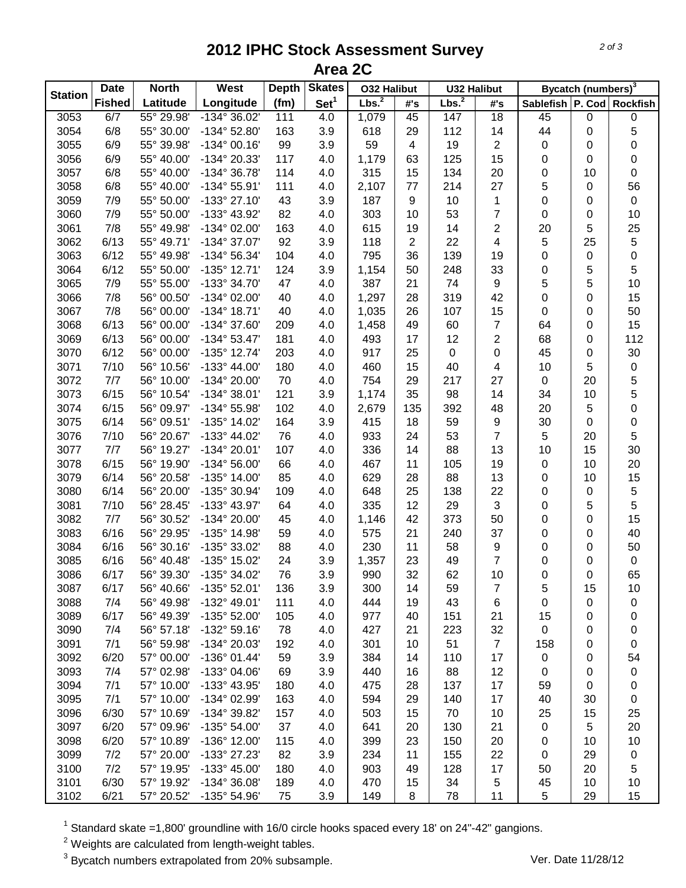# 2012 IPHC Stock Assessment Survey

## Area 2C

| Station | Date Fished | North Latitude | West Longitude | Depth (fm) | Skates Set[1] | O32 Halibut | | U32 Halibut | | Bycatch (numbers)[3] | | |
|---|---|---|---|---|---|---|---|---|---|---|---|---|
| | | | | | | Lbs.[2] | #'s | Lbs.[2] | #'s | Sablefish | P. Cod | Rockfish |
| 3053 | 6/7 | 55° 29.98' | -134° 36.02' | 111 | 4.0 | 1,079 | 45 | 147 | 18 | 45 | 0 | 0 |
| 3054 | 6/8 | 55° 30.00' | -134° 52.80' | 163 | 3.9 | 618 | 29 | 112 | 14 | 44 | 0 | 5 |
| 3055 | 6/9 | 55° 39.98' | -134° 00.16' | 99 | 3.9 | 59 | 4 | 19 | 2 | 0 | 0 | 0 |
| 3056 | 6/9 | 55° 40.00' | -134° 20.33' | 117 | 4.0 | 1,179 | 63 | 125 | 15 | 0 | 0 | 0 |
| 3057 | 6/8 | 55° 40.00' | -134° 36.78' | 114 | 4.0 | 315 | 15 | 134 | 20 | 0 | 10 | 0 |
| 3058 | 6/8 | 55° 40.00' | -134° 55.91' | 111 | 4.0 | 2,107 | 77 | 214 | 27 | 5 | 0 | 56 |
| 3059 | 7/9 | 55° 50.00' | -133° 27.10' | 43 | 3.9 | 187 | 9 | 10 | 1 | 0 | 0 | 0 |
| 3060 | 7/9 | 55° 50.00' | -133° 43.92' | 82 | 4.0 | 303 | 10 | 53 | 7 | 0 | 0 | 10 |
| 3061 | 7/8 | 55° 49.98' | -134° 02.00' | 163 | 4.0 | 615 | 19 | 14 | 2 | 20 | 5 | 25 |
| 3062 | 6/13 | 55° 49.71' | -134° 37.07' | 92 | 3.9 | 118 | 2 | 22 | 4 | 5 | 25 | 5 |
| 3063 | 6/12 | 55° 49.98' | -134° 56.34' | 104 | 4.0 | 795 | 36 | 139 | 19 | 0 | 0 | 0 |
| 3064 | 6/12 | 55° 50.00' | -135° 12.71' | 124 | 3.9 | 1,154 | 50 | 248 | 33 | 0 | 5 | 5 |
| 3065 | 7/9 | 55° 55.00' | -133° 34.70' | 47 | 4.0 | 387 | 21 | 74 | 9 | 5 | 5 | 10 |
| 3066 | 7/8 | 56° 00.50' | -134° 02.00' | 40 | 4.0 | 1,297 | 28 | 319 | 42 | 0 | 0 | 15 |
| 3067 | 7/8 | 56° 00.00' | -134° 18.71' | 40 | 4.0 | 1,035 | 26 | 107 | 15 | 0 | 0 | 50 |
| 3068 | 6/13 | 56° 00.00' | -134° 37.60' | 209 | 4.0 | 1,458 | 49 | 60 | 7 | 64 | 0 | 15 |
| 3069 | 6/13 | 56° 00.00' | -134° 53.47' | 181 | 4.0 | 493 | 17 | 12 | 2 | 68 | 0 | 112 |
| 3070 | 6/12 | 56° 00.00' | -135° 12.74' | 203 | 4.0 | 917 | 25 | 0 | 0 | 45 | 0 | 30 |
| 3071 | 7/10 | 56° 10.56' | -133° 44.00' | 180 | 4.0 | 460 | 15 | 40 | 4 | 10 | 5 | 0 |
| 3072 | 7/7 | 56° 10.00' | -134° 20.00' | 70 | 4.0 | 754 | 29 | 217 | 27 | 0 | 20 | 5 |
| 3073 | 6/15 | 56° 10.54' | -134° 38.01' | 121 | 3.9 | 1,174 | 35 | 98 | 14 | 34 | 10 | 5 |
| 3074 | 6/15 | 56° 09.97' | -134° 55.98' | 102 | 4.0 | 2,679 | 135 | 392 | 48 | 20 | 5 | 0 |
| 3075 | 6/14 | 56° 09.51' | -135° 14.02' | 164 | 3.9 | 415 | 18 | 59 | 9 | 30 | 0 | 0 |
| 3076 | 7/10 | 56° 20.67' | -133° 44.02' | 76 | 4.0 | 933 | 24 | 53 | 7 | 5 | 20 | 5 |
| 3077 | 7/7 | 56° 19.27' | -134° 20.01' | 107 | 4.0 | 336 | 14 | 88 | 13 | 10 | 15 | 30 |
| 3078 | 6/15 | 56° 19.90' | -134° 56.00' | 66 | 4.0 | 467 | 11 | 105 | 19 | 0 | 10 | 20 |
| 3079 | 6/14 | 56° 20.58' | -135° 14.00' | 85 | 4.0 | 629 | 28 | 88 | 13 | 0 | 10 | 15 |
| 3080 | 6/14 | 56° 20.00' | -135° 30.94' | 109 | 4.0 | 648 | 25 | 138 | 22 | 0 | 0 | 5 |
| 3081 | 7/10 | 56° 28.45' | -133° 43.97' | 64 | 4.0 | 335 | 12 | 29 | 3 | 0 | 5 | 5 |
| 3082 | 7/7 | 56° 30.52' | -134° 20.00' | 45 | 4.0 | 1,146 | 42 | 373 | 50 | 0 | 0 | 15 |
| 3083 | 6/16 | 56° 29.95' | -135° 14.98' | 59 | 4.0 | 575 | 21 | 240 | 37 | 0 | 0 | 40 |
| 3084 | 6/16 | 56° 30.16' | -135° 33.02' | 88 | 4.0 | 230 | 11 | 58 | 9 | 0 | 0 | 50 |
| 3085 | 6/16 | 56° 40.48' | -135° 15.02' | 24 | 3.9 | 1,357 | 23 | 49 | 7 | 0 | 0 | 0 |
| 3086 | 6/17 | 56° 39.30' | -135° 34.02' | 76 | 3.9 | 990 | 32 | 62 | 10 | 0 | 0 | 65 |
| 3087 | 6/17 | 56° 40.66' | -135° 52.01' | 136 | 3.9 | 300 | 14 | 59 | 7 | 5 | 15 | 10 |
| 3088 | 7/4 | 56° 49.98' | -132° 49.01' | 111 | 4.0 | 444 | 19 | 43 | 6 | 0 | 0 | 0 |
| 3089 | 6/17 | 56° 49.39' | -135° 52.00' | 105 | 4.0 | 977 | 40 | 151 | 21 | 15 | 0 | 0 |
| 3090 | 7/4 | 56° 57.18' | -132° 59.16' | 78 | 4.0 | 427 | 21 | 223 | 32 | 0 | 0 | 0 |
| 3091 | 7/1 | 56° 59.98' | -134° 20.03' | 192 | 4.0 | 301 | 10 | 51 | 7 | 158 | 0 | 0 |
| 3092 | 6/20 | 57° 00.00' | -136° 01.44' | 59 | 3.9 | 384 | 14 | 110 | 17 | 0 | 0 | 54 |
| 3093 | 7/4 | 57° 02.98' | -133° 04.06' | 69 | 3.9 | 440 | 16 | 88 | 12 | 0 | 0 | 0 |
| 3094 | 7/1 | 57° 10.00' | -133° 43.95' | 180 | 4.0 | 475 | 28 | 137 | 17 | 59 | 0 | 0 |
| 3095 | 7/1 | 57° 10.00' | -134° 02.99' | 163 | 4.0 | 594 | 29 | 140 | 17 | 40 | 30 | 0 |
| 3096 | 6/30 | 57° 10.69' | -134° 39.82' | 157 | 4.0 | 503 | 15 | 70 | 10 | 25 | 15 | 25 |
| 3097 | 6/20 | 57° 09.96' | -135° 54.00' | 37 | 4.0 | 641 | 20 | 130 | 21 | 0 | 5 | 20 |
| 3098 | 6/20 | 57° 10.89' | -136° 12.00' | 115 | 4.0 | 399 | 23 | 150 | 20 | 0 | 10 | 10 |
| 3099 | 7/2 | 57° 20.00' | -133° 27.23' | 82 | 3.9 | 234 | 11 | 155 | 22 | 0 | 29 | 0 |
| 3100 | 7/2 | 57° 19.95' | -133° 45.00' | 180 | 4.0 | 903 | 49 | 128 | 17 | 50 | 20 | 5 |
| 3101 | 6/30 | 57° 19.92' | -134° 36.08' | 189 | 4.0 | 470 | 15 | 34 | 5 | 45 | 10 | 10 |
| 3102 | 6/21 | 57° 20.52' | -135° 54.96' | 75 | 3.9 | 149 | 8 | 78 | 11 | 5 | 29 | 15 |

[1] Standard skate =1,800' groundline with 16/0 circle hooks spaced every 18' on 24"-42" gangions.

[2] Weights are calculated from length-weight tables.

[3] Bycatch numbers extrapolated from 20% subsample.

Ver. Date 11/28/12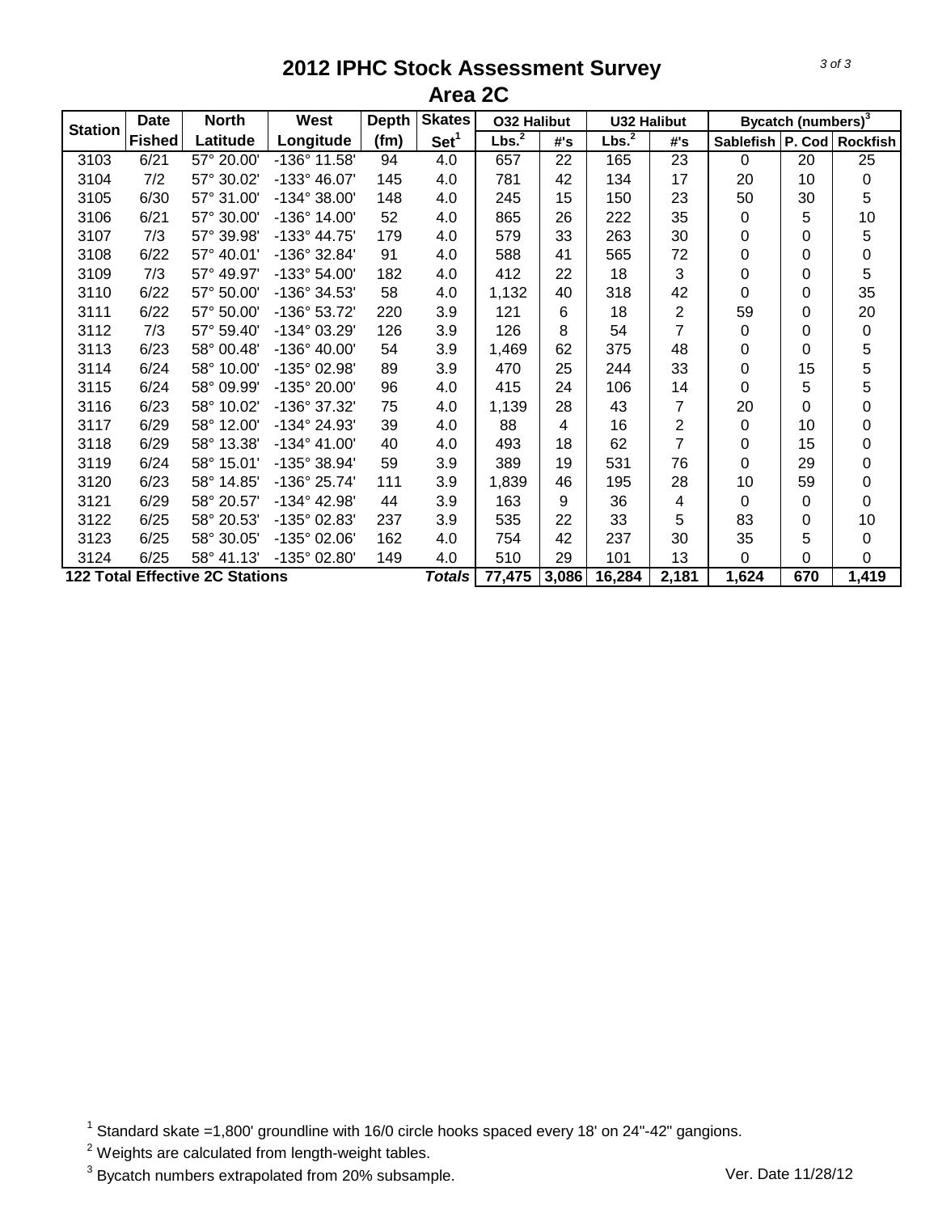## 2012 IPHC Stock Assessment Survey
## Area 2C

| Station | Date Fished | North Latitude | West Longitude | Depth (fm) | Skates Set[1] | O32 Halibut | | U32 Halibut | | Bycatch (numbers)[3] | | |
|---|---|---|---|---|---|---|---|---|---|---|---|---|
| | | | | | | Lbs.[2] | #'s | Lbs.[2] | #'s | Sablefish | P. Cod | Rockfish |
| 3103 | 6/21 | 57° 20.00' | -136° 11.58' | 94 | 4.0 | 657 | 22 | 165 | 23 | 0 | 20 | 25 |
| 3104 | 7/2 | 57° 30.02' | -133° 46.07' | 145 | 4.0 | 781 | 42 | 134 | 17 | 20 | 10 | 0 |
| 3105 | 6/30 | 57° 31.00' | -134° 38.00' | 148 | 4.0 | 245 | 15 | 150 | 23 | 50 | 30 | 5 |
| 3106 | 6/21 | 57° 30.00' | -136° 14.00' | 52 | 4.0 | 865 | 26 | 222 | 35 | 0 | 5 | 10 |
| 3107 | 7/3 | 57° 39.98' | -133° 44.75' | 179 | 4.0 | 579 | 33 | 263 | 30 | 0 | 0 | 5 |
| 3108 | 6/22 | 57° 40.01' | -136° 32.84' | 91 | 4.0 | 588 | 41 | 565 | 72 | 0 | 0 | 0 |
| 3109 | 7/3 | 57° 49.97' | -133° 54.00' | 182 | 4.0 | 412 | 22 | 18 | 3 | 0 | 0 | 5 |
| 3110 | 6/22 | 57° 50.00' | -136° 34.53' | 58 | 4.0 | 1,132 | 40 | 318 | 42 | 0 | 0 | 35 |
| 3111 | 6/22 | 57° 50.00' | -136° 53.72' | 220 | 3.9 | 121 | 6 | 18 | 2 | 59 | 0 | 20 |
| 3112 | 7/3 | 57° 59.40' | -134° 03.29' | 126 | 3.9 | 126 | 8 | 54 | 7 | 0 | 0 | 0 |
| 3113 | 6/23 | 58° 00.48' | -136° 40.00' | 54 | 3.9 | 1,469 | 62 | 375 | 48 | 0 | 0 | 5 |
| 3114 | 6/24 | 58° 10.00' | -135° 02.98' | 89 | 3.9 | 470 | 25 | 244 | 33 | 0 | 15 | 5 |
| 3115 | 6/24 | 58° 09.99' | -135° 20.00' | 96 | 4.0 | 415 | 24 | 106 | 14 | 0 | 5 | 5 |
| 3116 | 6/23 | 58° 10.02' | -136° 37.32' | 75 | 4.0 | 1,139 | 28 | 43 | 7 | 20 | 0 | 0 |
| 3117 | 6/29 | 58° 12.00' | -134° 24.93' | 39 | 4.0 | 88 | 4 | 16 | 2 | 0 | 10 | 0 |
| 3118 | 6/29 | 58° 13.38' | -134° 41.00' | 40 | 4.0 | 493 | 18 | 62 | 7 | 0 | 15 | 0 |
| 3119 | 6/24 | 58° 15.01' | -135° 38.94' | 59 | 3.9 | 389 | 19 | 531 | 76 | 0 | 29 | 0 |
| 3120 | 6/23 | 58° 14.85' | -136° 25.74' | 111 | 3.9 | 1,839 | 46 | 195 | 28 | 10 | 59 | 0 |
| 3121 | 6/29 | 58° 20.57' | -134° 42.98' | 44 | 3.9 | 163 | 9 | 36 | 4 | 0 | 0 | 0 |
| 3122 | 6/25 | 58° 20.53' | -135° 02.83' | 237 | 3.9 | 535 | 22 | 33 | 5 | 83 | 0 | 10 |
| 3123 | 6/25 | 58° 30.05' | -135° 02.06' | 162 | 4.0 | 754 | 42 | 237 | 30 | 35 | 5 | 0 |
| 3124 | 6/25 | 58° 41.13' | -135° 02.80' | 149 | 4.0 | 510 | 29 | 101 | 13 | 0 | 0 | 0 |
| **122 Total Effective 2C Stations** | | | | | ***Totals*** | **77,475** | **3,086** | **16,284** | **2,181** | **1,624** | **670** | **1,419** |

[1] Standard skate =1,800' groundline with 16/0 circle hooks spaced every 18' on 24"-42" gangions.

[2] Weights are calculated from length-weight tables.

[3] Bycatch numbers extrapolated from 20% subsample.

Ver. Date 11/28/12